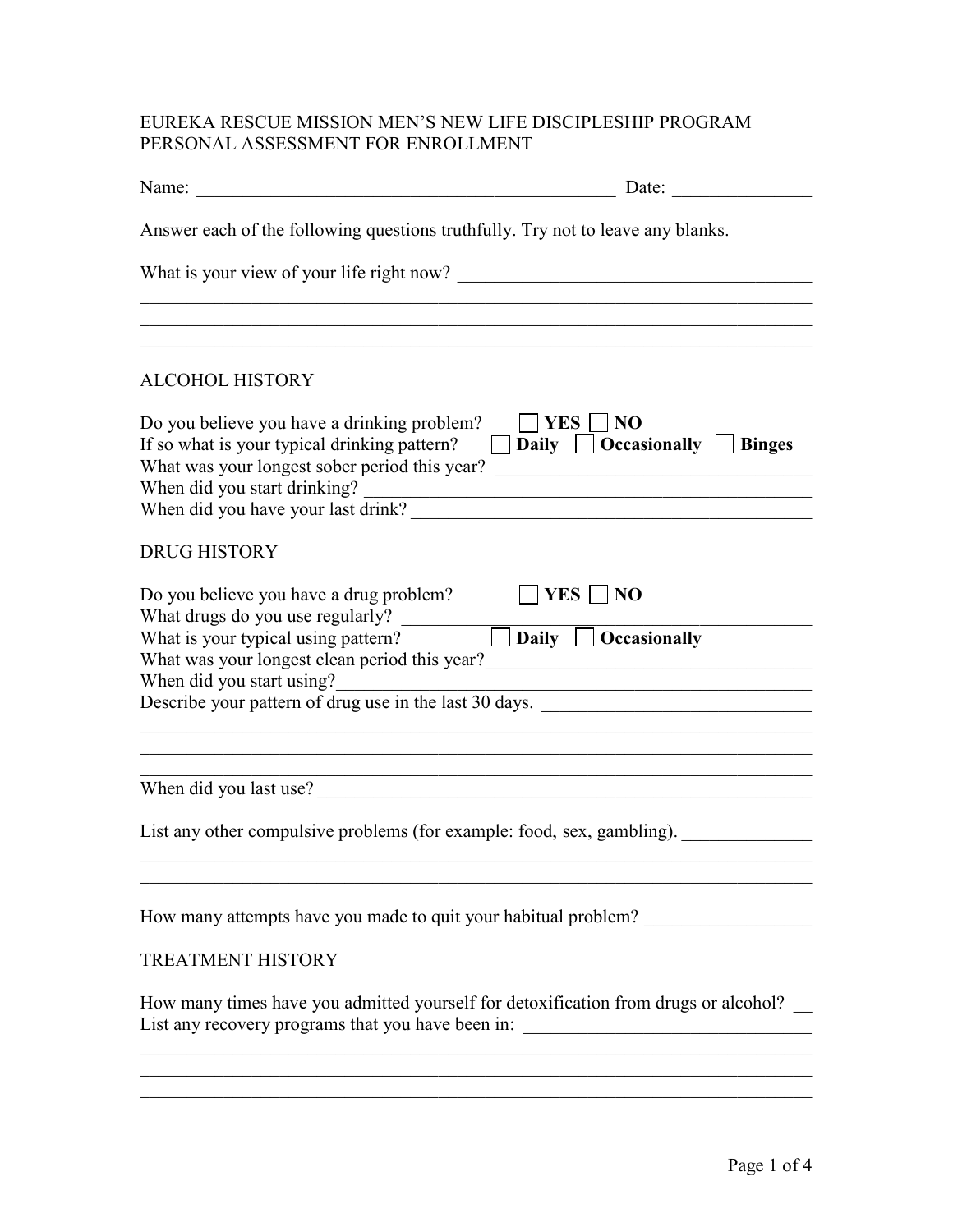# EUREKA RESCUE MISSION MEN'S NEW LIFE DISCIPLESHIP PROGRAM
## PERSONAL ASSESSMENT FOR ENROLLMENT

Name: ______________________________________________ Date: _______________

Answer each of the following questions truthfully. Try not to leave any blanks.

What is your view of your life right now? ______________________________________
___________________________________________________________________________
___________________________________________________________________________
___________________________________________________________________________

## ALCOHOL HISTORY

Do you believe you have a drinking problem? ☐ **YES** ☐ **NO**
If so what is your typical drinking pattern? ☐ **Daily** ☐ **Occasionally** ☐ **Binges**
What was your longest sober period this year? __________________________________
When did you start drinking? _______________________________________________
When did you have your last drink? __________________________________________

## DRUG HISTORY

Do you believe you have a drug problem? ☐ **YES** ☐ **NO**
What drugs do you use regularly? ____________________________________________
What is your typical using pattern? ☐ **Daily** ☐ **Occasionally**
What was your longest clean period this year?__________________________________
When did you start using?___________________________________________________
Describe your pattern of drug use in the last 30 days. ____________________________
___________________________________________________________________________
___________________________________________________________________________
___________________________________________________________________________
When did you last use? _____________________________________________________

List any other compulsive problems (for example: food, sex, gambling). _____________
___________________________________________________________________________
___________________________________________________________________________

How many attempts have you made to quit your habitual problem? _________________

## TREATMENT HISTORY

How many times have you admitted yourself for detoxification from drugs or alcohol? __
List any recovery programs that you have been in: ______________________________
___________________________________________________________________________
___________________________________________________________________________
___________________________________________________________________________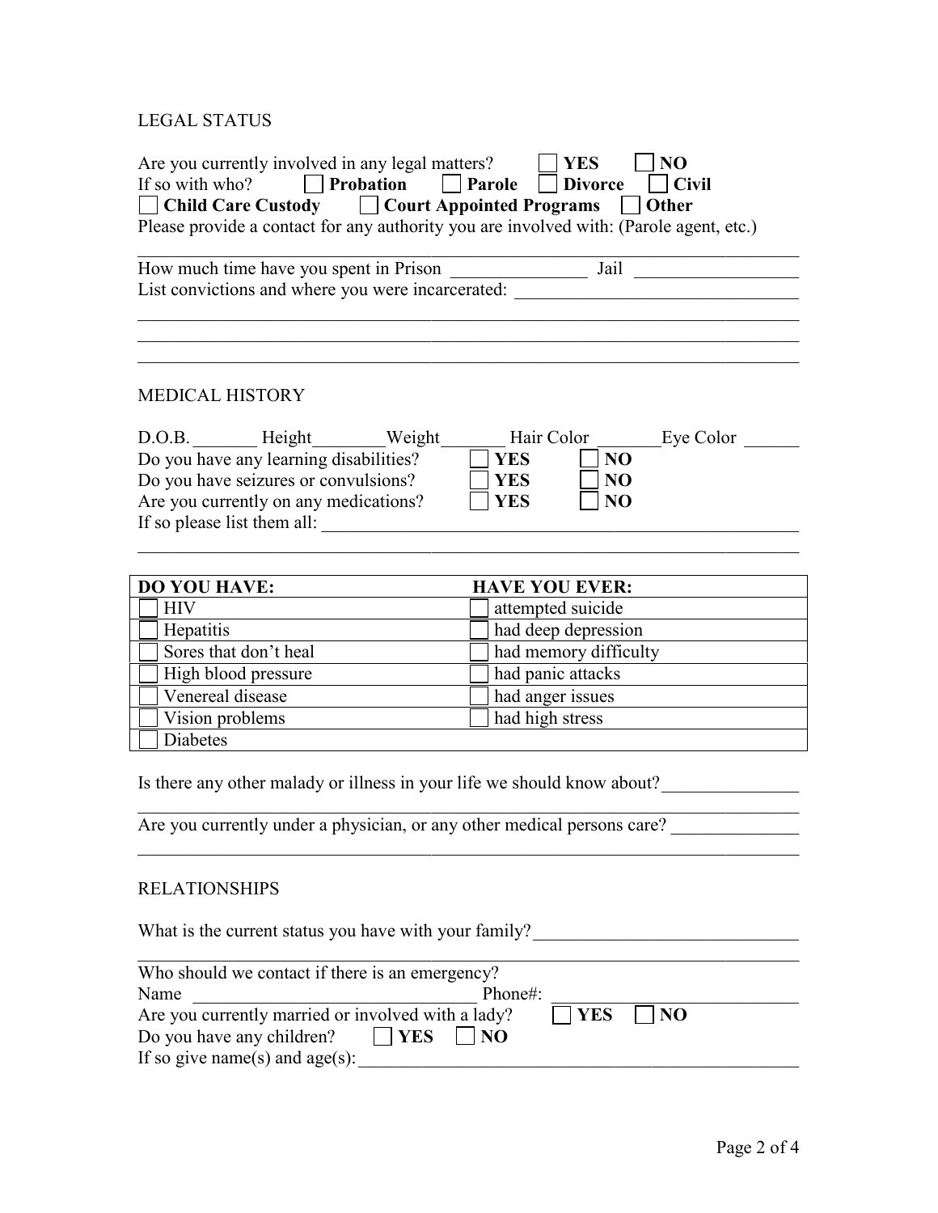## LEGAL STATUS

Are you currently involved in any legal matters? ☐ **YES** ☐ **NO**
If so with who? ☐ **Probation** ☐ **Parole** ☐ **Divorce** ☐ **Civil**
☐ **Child Care Custody** ☐ **Court Appointed Programs** ☐ **Other**
Please provide a contact for any authority you are involved with: (Parole agent, etc.)

______________________________________________________________________________

How much time have you spent in Prison _______________ Jail _________________
List convictions and where you were incarcerated: _______________________________

______________________________________________________________________________

______________________________________________________________________________

______________________________________________________________________________

## MEDICAL HISTORY

D.O.B. _______ Height________Weight_______ Hair Color _______Eye Color ______
Do you have any learning disabilities? ☐ **YES** ☐ **NO**
Do you have seizures or convulsions? ☐ **YES** ☐ **NO**
Are you currently on any medications? ☐ **YES** ☐ **NO**
If so please list them all: ______________________________________________________

______________________________________________________________________________

| **DO YOU HAVE:** | **HAVE YOU EVER:** |
|---|---|
| ☐ HIV | ☐ attempted suicide |
| ☐ Hepatitis | ☐ had deep depression |
| ☐ Sores that don't heal | ☐ had memory difficulty |
| ☐ High blood pressure | ☐ had panic attacks |
| ☐ Venereal disease | ☐ had anger issues |
| ☐ Vision problems | ☐ had high stress |
| ☐ Diabetes | |

Is there any other malady or illness in your life we should know about?_______________

______________________________________________________________________________

Are you currently under a physician, or any other medical persons care? ______________

______________________________________________________________________________

## RELATIONSHIPS

What is the current status you have with your family?_____________________________

______________________________________________________________________________

Who should we contact if there is an emergency?
Name ________________________________ Phone#: _________________________
Are you currently married or involved with a lady? ☐ **YES** ☐ **NO**
Do you have any children? ☐ **YES** ☐ **NO**
If so give name(s) and age(s):___________________________________________________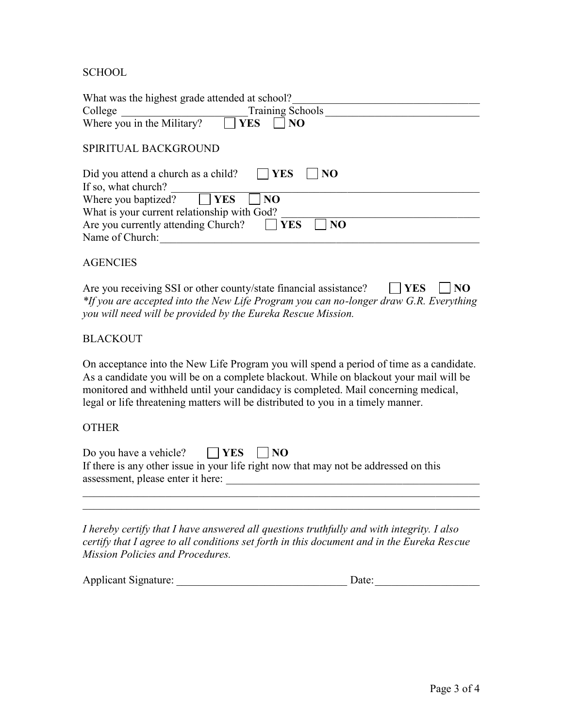SCHOOL

What was the highest grade attended at school?___________________________________

College _______________________Training Schools ___________________________

Where you in the Military? ☐ **YES** ☐ **NO**

SPIRITUAL BACKGROUND

Did you attend a church as a child? ☐ **YES** ☐ **NO**

If so, what church? _______________________________________________________

Where you baptized? ☐ **YES** ☐ **NO**

What is your current relationship with God? ______________________________

Are you currently attending Church? ☐ **YES** ☐ **NO**

Name of Church:___________________________________________________________

AGENCIES

Are you receiving SSI or other county/state financial assistance? ☐ **YES** ☐ **NO**

*\*If you are accepted into the New Life Program you can no-longer draw G.R. Everything you will need will be provided by the Eureka Rescue Mission.*

BLACKOUT

On acceptance into the New Life Program you will spend a period of time as a candidate. As a candidate you will be on a complete blackout. While on blackout your mail will be monitored and withheld until your candidacy is completed. Mail concerning medical, legal or life threatening matters will be distributed to you in a timely manner.

OTHER

Do you have a vehicle? ☐ **YES** ☐ **NO**

If there is any other issue in your life right now that may not be addressed on this assessment, please enter it here: ________________________________________________

_________________________________________________________________________

_________________________________________________________________________

*I hereby certify that I have answered all questions truthfully and with integrity. I also certify that I agree to all conditions set forth in this document and in the Eureka Rescue Mission Policies and Procedures.*

Applicant Signature: _______________________________ Date:___________________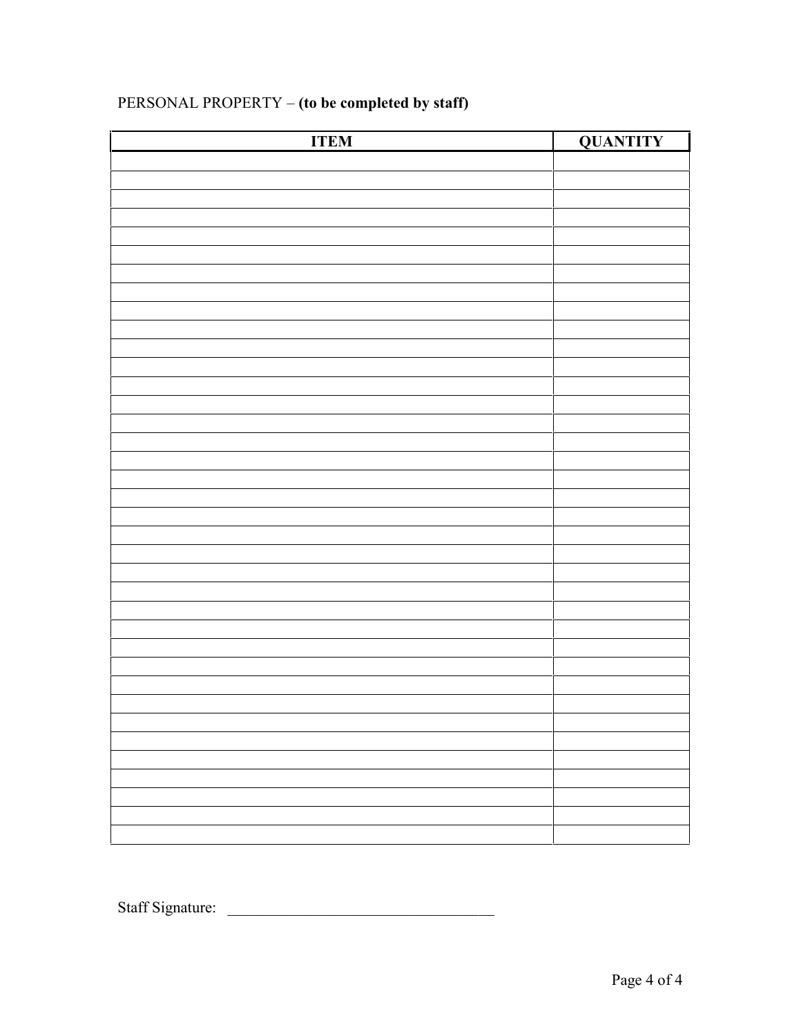PERSONAL PROPERTY – **(to be completed by staff)**

| ITEM | QUANTITY |
| --- | --- |
| | |
| | |
| | |
| | |
| | |
| | |
| | |
| | |
| | |
| | |
| | |
| | |
| | |
| | |
| | |
| | |
| | |
| | |
| | |
| | |
| | |
| | |
| | |
| | |
| | |
| | |
| | |
| | |
| | |
| | |
| | |
| | |
| | |
| | |
| | |
| | |
| | |

Staff Signature: ___________________________________